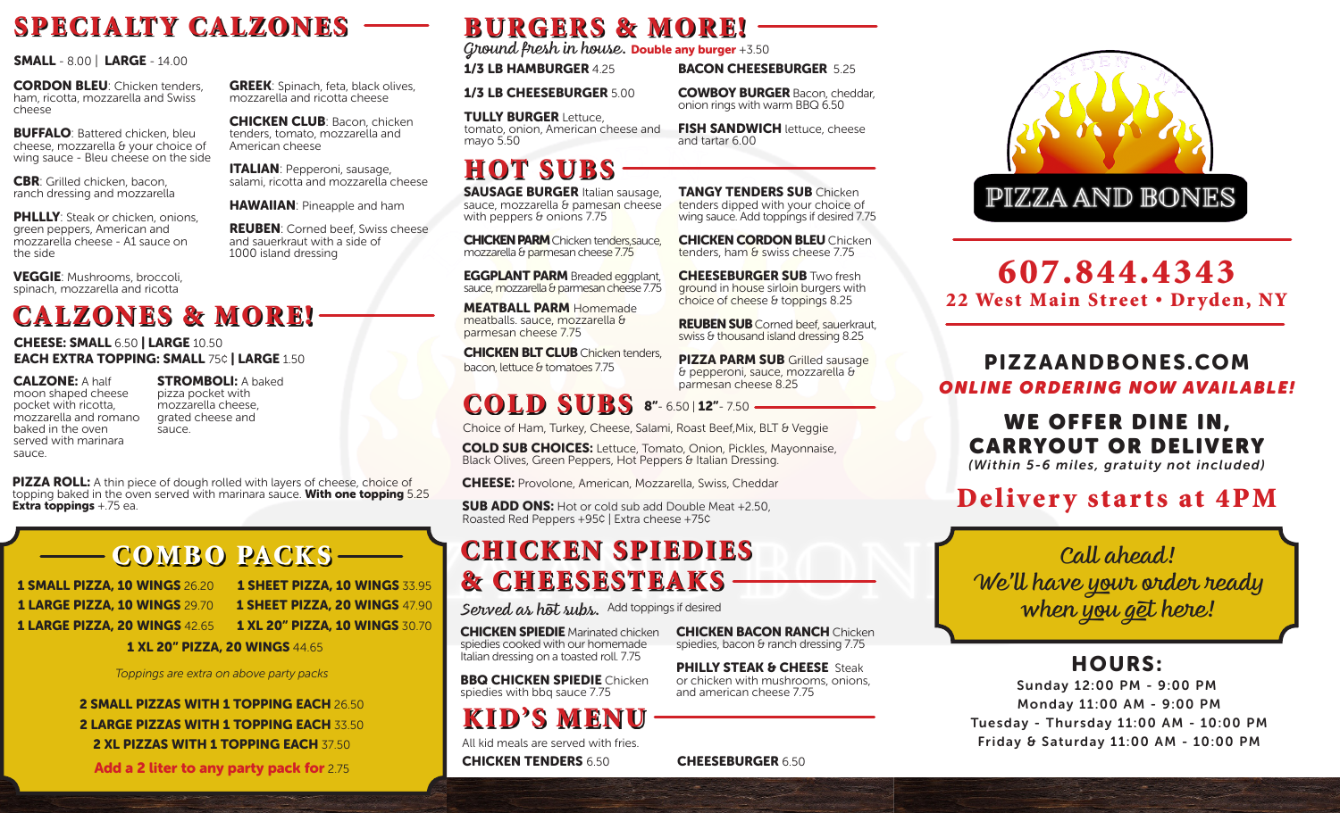## SPECIALTY CALZONES

**SMALL** - 8.00 | **LARGE** - 14.00

**CORDON BLEU**: Chicken tenders, ham, ricotta, mozzarella and Swiss cheese

**BUFFALO**: Battered chicken, bleu cheese, mozzarella & your choice of wing sauce - Bleu cheese on the side

**CBR**: Grilled chicken, bacon, ranch dressing and mozzarella

**PHLLLY**: Steak or chicken, onions, green peppers, American and mozzarella cheese - A1 sauce on the side

**VEGGIE**: Mushrooms, broccoli, spinach, mozzarella and ricotta

**GREEK**: Spinach, feta, black olives, mozzarella and ricotta cheese

**CHICKEN CLUB**: Bacon, chicken tenders, tomato, mozzarella and American cheese

**ITALIAN**: Pepperoni, sausage, salami, ricotta and mozzarella cheese

**HAWAIIAN**: Pineapple and ham

**REUBEN**: Corned beef, Swiss cheese and sauerkraut with a side of 1000 island dressing

## CALZONES & MORE!

**CHEESE: SMALL** 6.50 **| LARGE** 10.50
**EACH EXTRA TOPPING: SMALL** 75¢ **| LARGE** 1.50

**CALZONE:** A half moon shaped cheese pocket with ricotta, mozzarella and romano baked in the oven served with marinara sauce.

**STROMBOLI:** A baked pizza pocket with mozzarella cheese, grated cheese and sauce.

**PIZZA ROLL:** A thin piece of dough rolled with layers of cheese, choice of topping baked in the oven served with marinara sauce. **With one topping** 5.25 **Extra toppings** +.75 ea.

## COMBO PACKS

**1 SMALL PIZZA, 10 WINGS** 26.20
**1 LARGE PIZZA, 10 WINGS** 29.70
**1 LARGE PIZZA, 20 WINGS** 42.65
**1 SHEET PIZZA, 10 WINGS** 33.95
**1 SHEET PIZZA, 20 WINGS** 47.90
**1 XL 20" PIZZA, 10 WINGS** 30.70
**1 XL 20" PIZZA, 20 WINGS** 44.65

*Toppings are extra on above party packs*

**2 SMALL PIZZAS WITH 1 TOPPING EACH** 26.50
**2 LARGE PIZZAS WITH 1 TOPPING EACH** 33.50
**2 XL PIZZAS WITH 1 TOPPING EACH** 37.50

**Add a 2 liter to any party pack for** 2.75

## BURGERS & MORE!

*Ground fresh in house.* **Double any burger** +3.50

**1/3 LB HAMBURGER** 4.25

**1/3 LB CHEESEBURGER** 5.00

**TULLY BURGER** Lettuce, tomato, onion, American cheese and mayo 5.50

**BACON CHEESEBURGER** 5.25

**COWBOY BURGER** Bacon, cheddar, onion rings with warm BBQ 6.50

**FISH SANDWICH** lettuce, cheese and tartar 6.00

## HOT SUBS

**SAUSAGE BURGER** Italian sausage, sauce, mozzarella & pamesan cheese with peppers & onions 7.75

**CHICKEN PARM** Chicken tenders,sauce, mozzarella & parmesan cheese 7.75

**EGGPLANT PARM** Breaded eggplant, sauce, mozzarella & parmesan cheese 7.75

**MEATBALL PARM** Homemade meatballs. sauce, mozzarella & parmesan cheese 7.75

**CHICKEN BLT CLUB** Chicken tenders, bacon, lettuce & tomatoes 7.75

**TANGY TENDERS SUB** Chicken tenders dipped with your choice of wing sauce. Add toppings if desired 7.75

**CHICKEN CORDON BLEU** Chicken tenders, ham & swiss cheese 7.75

**CHEESEBURGER SUB** Two fresh ground in house sirloin burgers with choice of cheese & toppings 8.25

**REUBEN SUB** Corned beef, sauerkraut, swiss & thousand island dressing 8.25

**PIZZA PARM SUB** Grilled sausage & pepperoni, sauce, mozzarella & parmesan cheese 8.25

## COLD SUBS 8"- 6.50 | 12"- 7.50

Choice of Ham, Turkey, Cheese, Salami, Roast Beef,Mix, BLT & Veggie

**COLD SUB CHOICES:** Lettuce, Tomato, Onion, Pickles, Mayonnaise, Black Olives, Green Peppers, Hot Peppers & Italian Dressing.

**CHEESE:** Provolone, American, Mozzarella, Swiss, Cheddar

**SUB ADD ONS:** Hot or cold sub add Double Meat +2.50, Roasted Red Peppers +95¢ | Extra cheese +75¢

## CHICKEN SPIEDIES & CHEESESTEAKS

*Served as hot subs.* Add toppings if desired

**CHICKEN SPIEDIE** Marinated chicken spiedies cooked with our homemade Italian dressing on a toasted roll. 7.75

**BBQ CHICKEN SPIEDIE** Chicken spiedies with bbq sauce 7.75

**CHICKEN BACON RANCH** Chicken spiedies, bacon & ranch dressing 7.75

**PHILLY STEAK & CHEESE** Steak or chicken with mushrooms, onions, and american cheese 7.75

## KID'S MENU

All kid meals are served with fries.

**CHICKEN TENDERS** 6.50

**CHEESEBURGER** 6.50

# PIZZA AND BONES

## 607.844.4343
**22 West Main Street • Dryden, NY**

## PIZZAANDBONES.COM
***ONLINE ORDERING NOW AVAILABLE!***

## WE OFFER DINE IN, CARRYOUT OR DELIVERY
*(Within 5-6 miles, gratuity not included)*

## Delivery starts at 4PM

*Call ahead! We'll have your order ready when you get here!*

## HOURS:

Sunday 12:00 PM - 9:00 PM
Monday 11:00 AM - 9:00 PM
Tuesday - Thursday 11:00 AM - 10:00 PM
Friday & Saturday 11:00 AM - 10:00 PM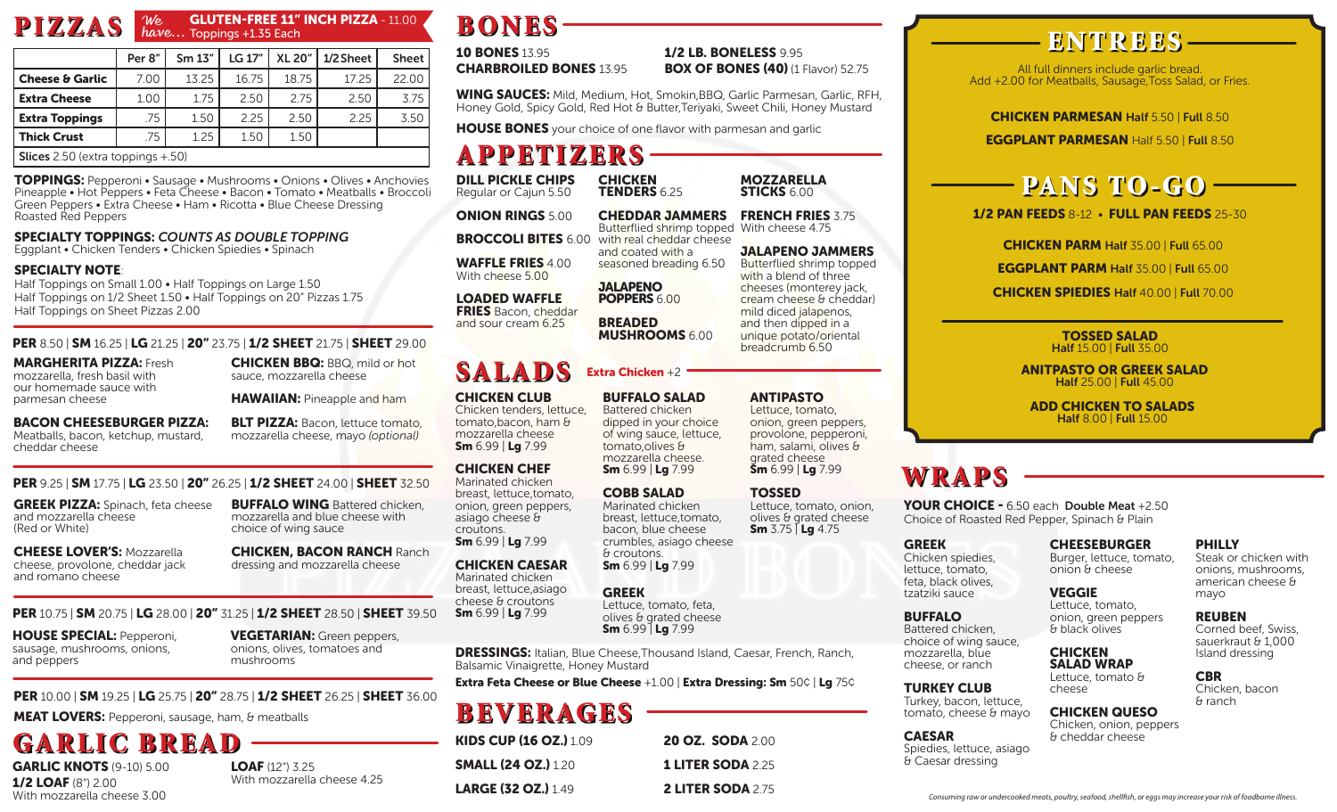# PIZZAS

*We have...* **GLUTEN-FREE 11" INCH PIZZA** - 11.00 Toppings +1.35 Each

| | Per 8" | Sm 13" | LG 17" | XL 20" | 1/2 Sheet | Sheet |
|---|---|---|---|---|---|---|
| **Cheese & Garlic** | 7.00 | 13.25 | 16.75 | 18.75 | 17.25 | 22.00 |
| **Extra Cheese** | 1.00 | 1.75 | 2.50 | 2.75 | 2.50 | 3.75 |
| **Extra Toppings** | .75 | 1.50 | 2.25 | 2.50 | 2.25 | 3.50 |
| **Thick Crust** | .75 | 1.25 | 1.50 | 1.50 | | |
| **Slices** 2.50 (extra toppings +.50) | | | | | | |

**TOPPINGS:** Pepperoni • Sausage • Mushrooms • Onions • Olives • Anchovies Pineapple • Hot Peppers • Feta Cheese • Bacon • Tomato • Meatballs • Broccoli Green Peppers • Extra Cheese • Ham • Ricotta • Blue Cheese Dressing Roasted Red Peppers

**SPECIALTY TOPPINGS:** *COUNTS AS DOUBLE TOPPING*
Eggplant • Chicken Tenders • Chicken Spiedies • Spinach

**SPECIALTY NOTE**:
Half Toppings on Small 1.00 • Half Toppings on Large 1.50
Half Toppings on 1/2 Sheet 1.50 • Half Toppings on 20" Pizzas 1.75
Half Toppings on Sheet Pizzas 2.00

**PER** 8.50 | **SM** 16.25 | **LG** 21.25 | **20"** 23.75 | **1/2 SHEET** 21.75 | **SHEET** 29.00

**MARGHERITA PIZZA:** Fresh mozzarella, fresh basil with our homemade sauce with parmesan cheese

**BACON CHEESEBURGER PIZZA:** Meatballs, bacon, ketchup, mustard, cheddar cheese

**CHICKEN BBQ:** BBQ, mild or hot sauce, mozzarella cheese

**HAWAIIAN:** Pineapple and ham

**BLT PIZZA:** Bacon, lettuce tomato, mozzarella cheese, mayo *(optional)*

**PER** 9.25 | **SM** 17.75 | **LG** 23.50 | **20"** 26.25 | **1/2 SHEET** 24.00 | **SHEET** 32.50

**GREEK PIZZA:** Spinach, feta cheese and mozzarella cheese (Red or White)

**CHEESE LOVER'S:** Mozzarella cheese, provolone, cheddar jack and romano cheese

**BUFFALO WING** Battered chicken, mozzarella and blue cheese with choice of wing sauce

**CHICKEN, BACON RANCH** Ranch dressing and mozzarella cheese

**PER** 10.75 | **SM** 20.75 | **LG** 28.00 | **20"** 31.25 | **1/2 SHEET** 28.50 | **SHEET** 39.50

**HOUSE SPECIAL:** Pepperoni, sausage, mushrooms, onions, and peppers

**VEGETARIAN:** Green peppers, onions, olives, tomatoes and mushrooms

**PER** 10.00 | **SM** 19.25 | **LG** 25.75 | **20"** 28.75 | **1/2 SHEET** 26.25 | **SHEET** 36.00

**MEAT LOVERS:** Pepperoni, sausage, ham, & meatballs

# GARLIC BREAD

**GARLIC KNOTS** (9-10) 5.00
**1/2 LOAF** (8") 2.00
With mozzarella cheese 3.00

**LOAF** (12") 3.25
With mozzarella cheese 4.25

# BONES

**10 BONES** 13.95
**CHARBROILED BONES** 13.95
**1/2 LB. BONELESS** 9.95
**BOX OF BONES (40)** (1 Flavor) 52.75

**WING SAUCES:** Mild, Medium, Hot, Smokin,BBQ, Garlic Parmesan, Garlic, RFH, Honey Gold, Spicy Gold, Red Hot & Butter,Teriyaki, Sweet Chili, Honey Mustard

**HOUSE BONES** your choice of one flavor with parmesan and garlic

# APPETIZERS

**DILL PICKLE CHIPS** Regular or Cajun 5.50

**ONION RINGS** 5.00

**BROCCOLI BITES** 6.00

**WAFFLE FRIES** 4.00
With cheese 5.00

**LOADED WAFFLE FRIES** Bacon, cheddar and sour cream 6.25

**CHICKEN TENDERS** 6.25

**CHEDDAR JAMMERS** Butterflied shrimp topped with real cheddar cheese and coated with a seasoned breading 6.50

**JALAPENO POPPERS** 6.00

**BREADED MUSHROOMS** 6.00

**MOZZARELLA STICKS** 6.00

**FRENCH FRIES** 3.75
With cheese 4.75

**JALAPENO JAMMERS** Butterflied shrimp topped with a blend of three cheeses (monterey jack, cream cheese & cheddar) mild diced jalapenos, and then dipped in a unique potato/oriental breadcrumb 6.50

# SALADS

**Extra Chicken** +2

**CHICKEN CLUB**
Chicken tenders, lettuce, tomato,bacon, ham & mozzarella cheese
**Sm** 6.99 | **Lg** 7.99

**CHICKEN CHEF**
Marinated chicken breast, lettuce,tomato, onion, green peppers, asiago cheese & croutons.
**Sm** 6.99 | **Lg** 7.99

**CHICKEN CAESAR**
Marinated chicken breast, lettuce,asiago cheese & croutons
**Sm** 6.99 | **Lg** 7.99

**BUFFALO SALAD**
Battered chicken dipped in your choice of wing sauce, lettuce, tomato,olives & mozzarella cheese.
**Sm** 6.99 | **Lg** 7.99

**COBB SALAD**
Marinated chicken breast, lettuce,tomato, bacon, blue cheese crumbles, asiago cheese & croutons.
**Sm** 6.99 | **Lg** 7.99

**GREEK**
Lettuce, tomato, feta, olives & grated cheese
**Sm** 6.99 | **Lg** 7.99

**ANTIPASTO**
Lettuce, tomato, onion, green peppers, provolone, pepperoni, ham, salami, olives & grated cheese
**Sm** 6.99 | **Lg** 7.99

**TOSSED**
Lettuce, tomato, onion, olives & grated cheese
**Sm** 3.75 | **Lg** 4.75

**DRESSINGS:** Italian, Blue Cheese,Thousand Island, Caesar, French, Ranch, Balsamic Vinaigrette, Honey Mustard

**Extra Feta Cheese or Blue Cheese** +1.00 | **Extra Dressing: Sm** 50¢ | **Lg** 75¢

# BEVERAGES

**KIDS CUP (16 OZ.)** 1.09
**SMALL (24 OZ.)** 1.20
**LARGE (32 OZ.)** 1.49
**20 OZ. SODA** 2.00
**1 LITER SODA** 2.25
**2 LITER SODA** 2.75

# ENTREES

All full dinners include garlic bread.
Add +2.00 for Meatballs, Sausage,Toss Salad, or Fries.

**CHICKEN PARMESAN** Half 5.50 | **Full** 8.50

**EGGPLANT PARMESAN** Half 5.50 | **Full** 8.50

# PANS TO-GO

**1/2 PAN FEEDS** 8-12 • **FULL PAN FEEDS** 25-30

**CHICKEN PARM Half** 35.00 | **Full** 65.00

**EGGPLANT PARM Half** 35.00 | **Full** 65.00

**CHICKEN SPIEDIES Half** 40.00 | **Full** 70.00

**TOSSED SALAD**
**Half** 15.00 | **Full** 35.00

**ANITPASTO OR GREEK SALAD**
**Half** 25.00 | **Full** 45.00

**ADD CHICKEN TO SALADS**
**Half** 8.00 | **Full** 15.00

# WRAPS

**YOUR CHOICE -** 6.50 each **Double Meat** +2.50
Choice of Roasted Red Pepper, Spinach & Plain

**GREEK**
Chicken spiedies, lettuce, tomato, feta, black olives, tzatziki sauce

**BUFFALO**
Battered chicken, choice of wing sauce, mozzarella, blue cheese, or ranch

**TURKEY CLUB**
Turkey, bacon, lettuce, tomato, cheese & mayo

**CAESAR**
Spiedies, lettuce, asiago & Caesar dressing

**CHEESEBURGER**
Burger, lettuce, tomato, onion & cheese

**VEGGIE**
Lettuce, tomato, onion, green peppers & black olives

**CHICKEN SALAD WRAP**
Lettuce, tomato & cheese

**CHICKEN QUESO**
Chicken, onion, peppers & cheddar cheese

**PHILLY**
Steak or chicken with onions, mushrooms, american cheese & mayo

**REUBEN**
Corned beef, Swiss, sauerkraut & 1,000 Island dressing

**CBR**
Chicken, bacon & ranch

*Consuming raw or undercooked meats, poultry, seafood, shellfish, or eggs may increase your risk of foodborne illness.*